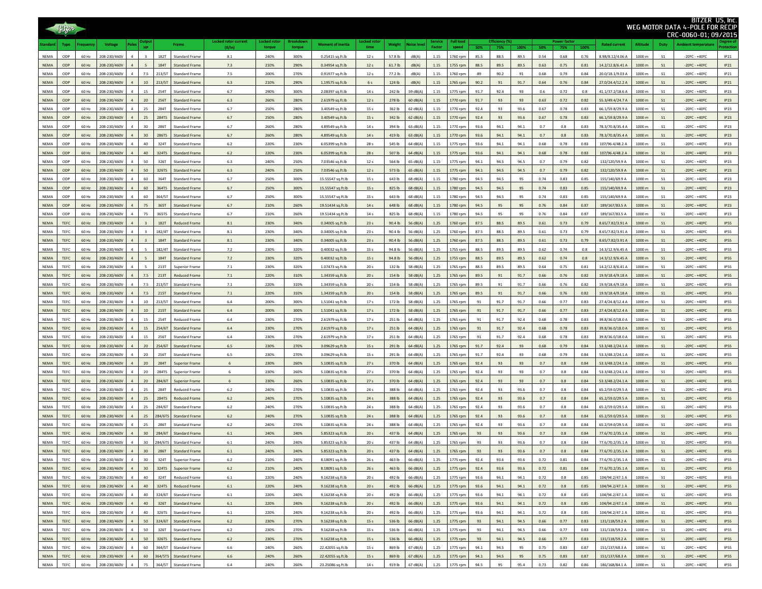# BITZER US, Inc.
## WEG MOTOR DATA 4-POLE FOR RECIP
CRC-0060-01; 09/2015

| Standard | Type | Frequency | Voltage | Poles | Output HP | Frame | | Locked rotor current (Il/In) | Locked rotor torque | Breakdown torque | Moment of inertia | Locked rotor time | Weight | Noise level | Service Factor | Full load speed | Efficiency (%) | | | Power factor | | | Rated current | Altitude | Duty | Ambient temperature | Degree of Protection |
|---|---|---|---|---|---|---|---|---|---|---|---|---|---|---|---|---|---|---|---|---|---|---|---|---|---|---|---|
| | | | | | | | | | | | | | | | | | 50% | 75% | 100% | 50% | 75% | 100% | | | | | |
| NEMA | ODP | 60 Hz | 208-230/460V | 4 | 3 | 182T | Standard Frame | 8.1 | 240% | 300% | 0.25415 sq.ft.lb | 12 s | 57.8 lb | dB(A) | 1.15 | 1760 rpm | 85.5 | 88.5 | 89.5 | 0.54 | 0.68 | 0.76 | 8.98/8.12/4.06 A | 1000 m | S1 | -20ºC - +40ºC | IP21 |
| NEMA | ODP | 60 Hz | 208-230/460V | 4 | 5 | 184T | Standard Frame | 7.3 | 210% | 290% | 0.34954 sq.ft.lb | 12 s | 61.7 lb | dB(A) | 1.15 | 1755 rpm | 88.5 | 89.5 | 89.5 | 0.63 | 0.75 | 0.81 | 14.2/12.8/6.41 A | 1000 m | S1 | -20ºC - +40ºC | IP21 |
| NEMA | ODP | 60 Hz | 208-230/460V | 4 | 7.5 | 213/ST | Standard Frame | 7.5 | 200% | 270% | 0.91977 sq.ft.lb | 12 s | 77.2 lb | dB(A) | 1.15 | 1760 rpm | 89 | 90.2 | 91 | 0.68 | 0.79 | 0.84 | 20.0/18.1/9.03 A | 1000 m | S1 | -20ºC - +40ºC | IP21 |
| NEMA | ODP | 60 Hz | 208-230/460V | 4 | 10 | 213/ST | Standard Frame | 6.3 | 210% | 290% | 1.19575 sq.ft.lb | 6 s | 124 lb | dB(A) | 1.15 | 1765 rpm | 90.2 | 91 | 91.7 | 0.64 | 0.76 | 0.84 | 27.0/24.4/12.2 A | 1000 m | S1 | -20ºC - +40ºC | IP21 |
| NEMA | ODP | 60 Hz | 208-230/460V | 4 | 15 | 254T | Standard Frame | 6.7 | 290% | 300% | 2.08397 sq.ft.lb | 14 s | 242 lb | 59 dB(A) | 1.15 | 1775 rpm | 91.7 | 92.4 | 93 | 0.6 | 0.72 | 0.8 | 41.1/37.2/18.6 A | 1000 m | S1 | -20ºC - +40ºC | IP23 |
| NEMA | ODP | 60 Hz | 208-230/460V | 4 | 20 | 256T | Standard Frame | 6.3 | 260% | 280% | 2.61979 sq.ft.lb | 12 s | 278 lb | 60 dB(A) | 1.15 | 1770 rpm | 91.7 | 93 | 93 | 0.63 | 0.75 | 0.82 | 55.3/49.4/24.7 A | 1000 m | S1 | -20ºC - +40ºC | IP23 |
| NEMA | ODP | 60 Hz | 208-230/460V | 4 | 25 | 284T | Standard Frame | 6.7 | 250% | 280% | 3.40549 sq.ft.lb | 15 s | 362 lb | 62 dB(A) | 1.15 | 1770 rpm | 92.4 | 93 | 93.6 | 0.67 | 0.78 | 0.83 | 66.1/59.8/29.9 A | 1000 m | S1 | -20ºC - +40ºC | IP23 |
| NEMA | ODP | 60 Hz | 208-230/460V | 4 | 25 | 284TS | Standard Frame | 6.7 | 250% | 280% | 3.40549 sq.ft.lb | 15 s | 342 lb | 62 dB(A) | 1.15 | 1770 rpm | 92.4 | 93 | 93.6 | 0.67 | 0.78 | 0.83 | 66.1/59.8/29.9 A | 1000 m | S1 | -20ºC - +40ºC | IP23 |
| NEMA | ODP | 60 Hz | 208-230/460V | 4 | 30 | 286T | Standard Frame | 6.7 | 260% | 280% | 4.89549 sq.ft.lb | 14 s | 394 lb | 63 dB(A) | 1.15 | 1770 rpm | 93.6 | 94.1 | 94.1 | 0.7 | 0.8 | 0.83 | 78.3/70.8/35.4 A | 1000 m | S1 | -20ºC - +40ºC | IP23 |
| NEMA | ODP | 60 Hz | 208-230/460V | 4 | 30 | 286TS | Standard Frame | 6.7 | 260% | 280% | 4.89549 sq.ft.lb | 14 s | 419 lb | 63 dB(A) | 1.15 | 1770 rpm | 93.6 | 94.1 | 94.1 | 0.7 | 0.8 | 0.83 | 78.3/70.8/35.4 A | 1000 m | S1 | -20ºC - +40ºC | IP23 |
| NEMA | ODP | 60 Hz | 208-230/460V | 4 | 40 | 324T | Standard Frame | 6.2 | 220% | 230% | 6.05399 sq.ft.lb | 28 s | 545 lb | 64 dB(A) | 1.15 | 1775 rpm | 93.6 | 94.1 | 94.1 | 0.68 | 0.78 | 0.83 | 107/96.4/48.2 A | 1000 m | S1 | -20ºC - +40ºC | IP23 |
| NEMA | ODP | 60 Hz | 208-230/460V | 4 | 40 | 324TS | Standard Frame | 6.2 | 220% | 230% | 6.05399 sq.ft.lb | 28 s | 507 lb | 64 dB(A) | 1.15 | 1775 rpm | 93.6 | 94.1 | 94.1 | 0.68 | 0.78 | 0.83 | 107/96.4/48.2 A | 1000 m | S1 | -20ºC - +40ºC | IP23 |
| NEMA | ODP | 60 Hz | 208-230/460V | 4 | 50 | 326T | Standard Frame | 6.3 | 240% | 250% | 7.03546 sq.ft.lb | 12 s | 564 lb | 65 dB(A) | 1.15 | 1775 rpm | 94.1 | 94.5 | 94.5 | 0.7 | 0.79 | 0.82 | 132/120/59.9 A | 1000 m | S1 | -20ºC - +40ºC | IP23 |
| NEMA | ODP | 60 Hz | 208-230/460V | 4 | 50 | 326TS | Standard Frame | 6.3 | 240% | 250% | 7.03546 sq.ft.lb | 12 s | 573 lb | 65 dB(A) | 1.15 | 1775 rpm | 94.1 | 94.5 | 94.5 | 0.7 | 0.79 | 0.82 | 132/120/59.9 A | 1000 m | S1 | -20ºC - +40ºC | IP23 |
| NEMA | ODP | 60 Hz | 208-230/460V | 4 | 60 | 364T | Standard Frame | 6.7 | 250% | 300% | 15.55547 sq.ft.lb | 15 s | 643 lb | 68 dB(A) | 1.15 | 1780 rpm | 94.5 | 94.5 | 95 | 0.74 | 0.83 | 0.85 | 155/140/69.9 A | 1000 m | S1 | -20ºC - +40ºC | IP23 |
| NEMA | ODP | 60 Hz | 208-230/460V | 4 | 60 | 364TS | Standard Frame | 6.7 | 250% | 300% | 15.55547 sq.ft.lb | 15 s | 825 lb | 68 dB(A) | 1.15 | 1780 rpm | 94.5 | 94.5 | 95 | 0.74 | 0.83 | 0.85 | 155/140/69.9 A | 1000 m | S1 | -20ºC - +40ºC | IP23 |
| NEMA | ODP | 60 Hz | 208-230/460V | 4 | 60 | 364/5T | Standard Frame | 6.7 | 250% | 300% | 15.55547 sq.ft.lb | 15 s | 643 lb | 68 dB(A) | 1.15 | 1780 rpm | 94.5 | 94.5 | 95 | 0.74 | 0.83 | 0.85 | 155/140/69.9 A | 1000 m | S1 | -20ºC - +40ºC | IP23 |
| NEMA | ODP | 60 Hz | 208-230/460V | 4 | 75 | 365T | Standard Frame | 6.7 | 210% | 260% | 19.51434 sq.ft.lb | 14 s | 648 lb | 68 dB(A) | 1.15 | 1780 rpm | 94.5 | 95 | 95 | 0.76 | 0.84 | 0.87 | 189/167/83.5 A | 1000 m | S1 | -20ºC - +40ºC | IP23 |
| NEMA | ODP | 60 Hz | 208-230/460V | 4 | 75 | 365TS | Standard Frame | 6.7 | 210% | 260% | 19.51434 sq.ft.lb | 14 s | 825 lb | 68 dB(A) | 1.15 | 1780 rpm | 94.5 | 95 | 95 | 0.76 | 0.84 | 0.87 | 189/167/83.5 A | 1000 m | S1 | -20ºC - +40ºC | IP23 |
| NEMA | TEFC | 60 Hz | 208-230/460V | 4 | 3 | 182T | Reduced Frame | 8.1 | 230% | 340% | 0.34005 sq.ft.lb | 23 s | 90.4 lb | 56 dB(A) | 1.25 | 1760 rpm | 87.5 | 88.5 | 89.5 | 0.61 | 0.73 | 0.79 | 8.65/7.82/3.91 A | 1000 m | S1 | -20ºC - +40ºC | IP55 |
| NEMA | TEFC | 60 Hz | 208-230/460V | 4 | 3 | 182/4T | Standard Frame | 8.1 | 230% | 340% | 0.34005 sq.ft.lb | 23 s | 90.4 lb | 56 dB(A) | 1.25 | 1760 rpm | 87.5 | 88.5 | 89.5 | 0.61 | 0.73 | 0.79 | 8.65/7.82/3.91 A | 1000 m | S1 | -20ºC - +40ºC | IP55 |
| NEMA | TEFC | 60 Hz | 208-230/460V | 4 | 3 | 184T | Standard Frame | 8.1 | 230% | 340% | 0.34005 sq.ft.lb | 23 s | 90.4 lb | 56 dB(A) | 1.25 | 1760 rpm | 87.5 | 88.5 | 89.5 | 0.61 | 0.73 | 0.79 | 8.65/7.82/3.91 A | 1000 m | S1 | -20ºC - +40ºC | IP55 |
| NEMA | TEFC | 60 Hz | 208-230/460V | 4 | 5 | 182/4T | Standard Frame | 7.2 | 230% | 320% | 0.40032 sq.ft.lb | 15 s | 94.8 lb | 56 dB(A) | 1.25 | 1755 rpm | 88.5 | 89.5 | 89.5 | 0.62 | 0.74 | 0.8 | 14.3/12.9/6.45 A | 1000 m | S1 | -20ºC - +40ºC | IP55 |
| NEMA | TEFC | 60 Hz | 208-230/460V | 4 | 5 | 184T | Standard Frame | 7.2 | 230% | 320% | 0.40032 sq.ft.lb | 15 s | 94.8 lb | 56 dB(A) | 1.25 | 1755 rpm | 88.5 | 89.5 | 89.5 | 0.62 | 0.74 | 0.8 | 14.3/12.9/6.45 A | 1000 m | S1 | -20ºC - +40ºC | IP55 |
| NEMA | TEFC | 60 Hz | 208-230/460V | 4 | 5 | 213T | Superior Frame | 7.1 | 230% | 320% | 1.07473 sq.ft.lb | 20 s | 132 lb | 58 dB(A) | 1.25 | 1765 rpm | 88.5 | 89.5 | 89.5 | 0.64 | 0.75 | 0.81 | 14.2/12.8/6.41 A | 1000 m | S1 | -20ºC - +40ºC | IP55 |
| NEMA | TEFC | 60 Hz | 208-230/460V | 4 | 7.5 | 213T | Reduced Frame | 7.1 | 220% | 310% | 1.34359 sq.ft.lb | 20 s | 154 lb | 58 dB(A) | 1.25 | 1765 rpm | 89.5 | 91 | 91.7 | 0.66 | 0.76 | 0.82 | 19.9/18.4/9.18 A | 1000 m | S1 | -20ºC - +40ºC | IP55 |
| NEMA | TEFC | 60 Hz | 208-230/460V | 4 | 7.5 | 213/5T | Standard Frame | 7.1 | 220% | 310% | 1.34359 sq.ft.lb | 20 s | 154 lb | 58 dB(A) | 1.25 | 1765 rpm | 89.5 | 91 | 91.7 | 0.66 | 0.76 | 0.82 | 19.9/18.4/9.18 A | 1000 m | S1 | -20ºC - +40ºC | IP55 |
| NEMA | TEFC | 60 Hz | 208-230/460V | 4 | 7.5 | 215T | Standard Frame | 7.1 | 220% | 310% | 1.34359 sq.ft.lb | 20 s | 154 lb | 58 dB(A) | 1.25 | 1765 rpm | 89.5 | 91 | 91.7 | 0.66 | 0.76 | 0.82 | 19.9/18.4/9.18 A | 1000 m | S1 | -20ºC - +40ºC | IP55 |
| NEMA | TEFC | 60 Hz | 208-230/460V | 4 | 10 | 213/5T | Standard Frame | 6.4 | 200% | 300% | 1.51041 sq.ft.lb | 17 s | 172 lb | 58 dB(A) | 1.25 | 1765 rpm | 91 | 91.7 | 91.7 | 0.66 | 0.77 | 0.83 | 27.4/24.8/12.4 A | 1000 m | S1 | -20ºC - +40ºC | IP55 |
| NEMA | TEFC | 60 Hz | 208-230/460V | 4 | 10 | 215T | Standard Frame | 6.4 | 200% | 300% | 1.51041 sq.ft.lb | 17 s | 172 lb | 58 dB(A) | 1.25 | 1765 rpm | 91 | 91.7 | 91.7 | 0.66 | 0.77 | 0.83 | 27.4/24.8/12.4 A | 1000 m | S1 | -20ºC - +40ºC | IP55 |
| NEMA | TEFC | 60 Hz | 208-230/460V | 4 | 15 | 254T | Reduced Frame | 6.4 | 230% | 270% | 2.61979 sq.ft.lb | 17 s | 251 lb | 64 dB(A) | 1.25 | 1765 rpm | 91 | 91.7 | 92.4 | 0.68 | 0.78 | 0.83 | 39.8/36.0/18.0 A | 1000 m | S1 | -20ºC - +40ºC | IP55 |
| NEMA | TEFC | 60 Hz | 208-230/460V | 4 | 15 | 254/6T | Standard Frame | 6.4 | 230% | 270% | 2.61979 sq.ft.lb | 17 s | 251 lb | 64 dB(A) | 1.25 | 1765 rpm | 91 | 91.7 | 92.4 | 0.68 | 0.78 | 0.83 | 39.8/36.0/18.0 A | 1000 m | S1 | -20ºC - +40ºC | IP55 |
| NEMA | TEFC | 60 Hz | 208-230/460V | 4 | 15 | 256T | Standard Frame | 6.4 | 230% | 270% | 2.61979 sq.ft.lb | 17 s | 251 lb | 64 dB(A) | 1.25 | 1765 rpm | 91 | 91.7 | 92.4 | 0.68 | 0.78 | 0.83 | 39.8/36.0/18.0 A | 1000 m | S1 | -20ºC - +40ºC | IP55 |
| NEMA | TEFC | 60 Hz | 208-230/460V | 4 | 20 | 254/6T | Standard Frame | 6.5 | 230% | 270% | 3.09629 sq.ft.lb | 15 s | 291 lb | 64 dB(A) | 1.25 | 1765 rpm | 91.7 | 92.4 | 93 | 0.68 | 0.79 | 0.84 | 53.3/48.2/24.1 A | 1000 m | S1 | -20ºC - +40ºC | IP55 |
| NEMA | TEFC | 60 Hz | 208-230/460V | 4 | 20 | 256T | Standard Frame | 6.5 | 230% | 270% | 3.09629 sq.ft.lb | 15 s | 291 lb | 64 dB(A) | 1.25 | 1765 rpm | 91.7 | 92.4 | 93 | 0.68 | 0.79 | 0.84 | 53.3/48.2/24.1 A | 1000 m | S1 | -20ºC - +40ºC | IP55 |
| NEMA | TEFC | 60 Hz | 208-230/460V | 4 | 20 | 284T | Superior Frame | 6 | 230% | 260% | 5.10835 sq.ft.lb | 27 s | 370 lb | 64 dB(A) | 1.25 | 1765 rpm | 92.4 | 93 | 93 | 0.7 | 0.8 | 0.84 | 53.3/48.2/24.1 A | 1000 m | S1 | -20ºC - +40ºC | IP55 |
| NEMA | TEFC | 60 Hz | 208-230/460V | 4 | 20 | 284TS | Superior Frame | 6 | 230% | 260% | 5.10835 sq.ft.lb | 27 s | 370 lb | 64 dB(A) | 1.25 | 1765 rpm | 92.4 | 93 | 93 | 0.7 | 0.8 | 0.84 | 53.3/48.2/24.1 A | 1000 m | S1 | -20ºC - +40ºC | IP55 |
| NEMA | TEFC | 60 Hz | 208-230/460V | 4 | 20 | 284/6T | Superior Frame | 6 | 230% | 260% | 5.10835 sq.ft.lb | 27 s | 370 lb | 64 dB(A) | 1.25 | 1765 rpm | 92.4 | 93 | 93 | 0.7 | 0.8 | 0.84 | 53.3/48.2/24.1 A | 1000 m | S1 | -20ºC - +40ºC | IP55 |
| NEMA | TEFC | 60 Hz | 208-230/460V | 4 | 25 | 284T | Reduced Frame | 6.2 | 240% | 270% | 5.10835 sq.ft.lb | 24 s | 388 lb | 64 dB(A) | 1.25 | 1765 rpm | 92.4 | 93 | 93.6 | 0.7 | 0.8 | 0.84 | 65.2/59.0/29.5 A | 1000 m | S1 | -20ºC - +40ºC | IP55 |
| NEMA | TEFC | 60 Hz | 208-230/460V | 4 | 25 | 284TS | Reduced Frame | 6.2 | 240% | 270% | 5.10835 sq.ft.lb | 24 s | 388 lb | 64 dB(A) | 1.25 | 1765 rpm | 92.4 | 93 | 93.6 | 0.7 | 0.8 | 0.84 | 65.2/59.0/29.5 A | 1000 m | S1 | -20ºC - +40ºC | IP55 |
| NEMA | TEFC | 60 Hz | 208-230/460V | 4 | 25 | 284/6T | Standard Frame | 6.2 | 240% | 270% | 5.10835 sq.ft.lb | 24 s | 388 lb | 64 dB(A) | 1.25 | 1765 rpm | 92.4 | 93 | 93.6 | 0.7 | 0.8 | 0.84 | 65.2/59.0/29.5 A | 1000 m | S1 | -20ºC - +40ºC | IP55 |
| NEMA | TEFC | 60 Hz | 208-230/460V | 4 | 25 | 284/6TS | Standard Frame | 6.2 | 240% | 270% | 5.10835 sq.ft.lb | 24 s | 388 lb | 64 dB(A) | 1.25 | 1765 rpm | 92.4 | 93 | 93.6 | 0.7 | 0.8 | 0.84 | 65.2/59.0/29.5 A | 1000 m | S1 | -20ºC - +40ºC | IP55 |
| NEMA | TEFC | 60 Hz | 208-230/460V | 4 | 25 | 286T | Standard Frame | 6.2 | 240% | 270% | 5.10835 sq.ft.lb | 24 s | 388 lb | 64 dB(A) | 1.25 | 1765 rpm | 92.4 | 93 | 93.6 | 0.7 | 0.8 | 0.84 | 65.2/59.0/29.5 A | 1000 m | S1 | -20ºC - +40ºC | IP55 |
| NEMA | TEFC | 60 Hz | 208-230/460V | 4 | 30 | 284/6T | Standard Frame | 6.1 | 240% | 240% | 5.85323 sq.ft.lb | 20 s | 437 lb | 64 dB(A) | 1.25 | 1765 rpm | 93 | 93 | 93.6 | 0.7 | 0.8 | 0.84 | 77.6/70.2/35.1 A | 1000 m | S1 | -20ºC - +40ºC | IP55 |
| NEMA | TEFC | 60 Hz | 208-230/460V | 4 | 30 | 284/6TS | Standard Frame | 6.1 | 240% | 240% | 5.85323 sq.ft.lb | 20 s | 437 lb | 64 dB(A) | 1.25 | 1765 rpm | 93 | 93 | 93.6 | 0.7 | 0.8 | 0.84 | 77.6/70.2/35.1 A | 1000 m | S1 | -20ºC - +40ºC | IP55 |
| NEMA | TEFC | 60 Hz | 208-230/460V | 4 | 30 | 286T | Standard Frame | 6.1 | 240% | 240% | 5.85323 sq.ft.lb | 20 s | 437 lb | 64 dB(A) | 1.25 | 1765 rpm | 93 | 93 | 93.6 | 0.7 | 0.8 | 0.84 | 77.6/70.2/35.1 A | 1000 m | S1 | -20ºC - +40ºC | IP55 |
| NEMA | TEFC | 60 Hz | 208-230/460V | 4 | 30 | 324T | Superior Frame | 6.2 | 210% | 240% | 8.18091 sq.ft.lb | 26 s | 463 lb | 66 dB(A) | 1.25 | 1775 rpm | 92.4 | 93.6 | 93.6 | 0.72 | 0.81 | 0.84 | 77.6/70.2/35.1 A | 1000 m | S1 | -20ºC - +40ºC | IP55 |
| NEMA | TEFC | 60 Hz | 208-230/460V | 4 | 30 | 324TS | Superior Frame | 6.2 | 210% | 240% | 8.18091 sq.ft.lb | 26 s | 463 lb | 66 dB(A) | 1.25 | 1775 rpm | 92.4 | 93.6 | 93.6 | 0.72 | 0.81 | 0.84 | 77.6/70.2/35.1 A | 1000 m | S1 | -20ºC - +40ºC | IP55 |
| NEMA | TEFC | 60 Hz | 208-230/460V | 4 | 40 | 324T | Reduced Frame | 6.1 | 220% | 240% | 9.16238 sq.ft.lb | 20 s | 492 lb | 66 dB(A) | 1.25 | 1775 rpm | 93.6 | 94.1 | 94.1 | 0.72 | 0.8 | 0.85 | 104/94.2/47.1 A | 1000 m | S1 | -20ºC - +40ºC | IP55 |
| NEMA | TEFC | 60 Hz | 208-230/460V | 4 | 40 | 324TS | Reduced Frame | 6.1 | 220% | 240% | 9.16238 sq.ft.lb | 20 s | 492 lb | 66 dB(A) | 1.25 | 1775 rpm | 93.6 | 94.1 | 94.1 | 0.72 | 0.8 | 0.85 | 104/94.2/47.1 A | 1000 m | S1 | -20ºC - +40ºC | IP55 |
| NEMA | TEFC | 60 Hz | 208-230/460V | 4 | 40 | 324/6T | Standard Frame | 6.1 | 220% | 240% | 9.16238 sq.ft.lb | 20 s | 492 lb | 66 dB(A) | 1.25 | 1775 rpm | 93.6 | 94.1 | 94.1 | 0.72 | 0.8 | 0.85 | 104/94.2/47.1 A | 1000 m | S1 | -20ºC - +40ºC | IP55 |
| NEMA | TEFC | 60 Hz | 208-230/460V | 4 | 40 | 326T | Standard Frame | 6.1 | 220% | 240% | 9.16238 sq.ft.lb | 20 s | 492 lb | 66 dB(A) | 1.25 | 1775 rpm | 93.6 | 94.1 | 94.1 | 0.72 | 0.8 | 0.85 | 104/94.2/47.1 A | 1000 m | S1 | -20ºC - +40ºC | IP55 |
| NEMA | TEFC | 60 Hz | 208-230/460V | 4 | 40 | 326TS | Standard Frame | 6.1 | 220% | 240% | 9.16238 sq.ft.lb | 20 s | 492 lb | 66 dB(A) | 1.25 | 1775 rpm | 93.6 | 94.1 | 94.1 | 0.72 | 0.8 | 0.85 | 104/94.2/47.1 A | 1000 m | S1 | -20ºC - +40ºC | IP55 |
| NEMA | TEFC | 60 Hz | 208-230/460V | 4 | 50 | 324/6T | Standard Frame | 6.2 | 230% | 270% | 9.16238 sq.ft.lb | 15 s | 536 lb | 66 dB(A) | 1.25 | 1775 rpm | 93 | 94.1 | 94.5 | 0.66 | 0.77 | 0.83 | 131/118/59.2 A | 1000 m | S1 | -20ºC - +40ºC | IP55 |
| NEMA | TEFC | 60 Hz | 208-230/460V | 4 | 50 | 326T | Standard Frame | 6.2 | 230% | 270% | 9.16238 sq.ft.lb | 15 s | 536 lb | 66 dB(A) | 1.25 | 1775 rpm | 93 | 94.1 | 94.5 | 0.66 | 0.77 | 0.83 | 131/118/59.2 A | 1000 m | S1 | -20ºC - +40ºC | IP55 |
| NEMA | TEFC | 60 Hz | 208-230/460V | 4 | 50 | 326TS | Standard Frame | 6.2 | 230% | 270% | 9.16238 sq.ft.lb | 15 s | 536 lb | 66 dB(A) | 1.25 | 1775 rpm | 93 | 94.1 | 94.5 | 0.66 | 0.77 | 0.83 | 131/118/59.2 A | 1000 m | S1 | -20ºC - +40ºC | IP55 |
| NEMA | TEFC | 60 Hz | 208-230/460V | 4 | 60 | 364/5T | Standard Frame | 6.6 | 240% | 260% | 22.42055 sq.ft.lb | 15 s | 869 lb | 67 dB(A) | 1.25 | 1775 rpm | 94.1 | 94.5 | 95 | 0.75 | 0.83 | 0.87 | 151/137/68.3 A | 1000 m | S1 | -20ºC - +40ºC | IP55 |
| NEMA | TEFC | 60 Hz | 208-230/460V | 4 | 60 | 364/5TS | Standard Frame | 6.6 | 240% | 260% | 22.42055 sq.ft.lb | 15 s | 869 lb | 67 dB(A) | 1.25 | 1775 rpm | 94.1 | 94.5 | 95 | 0.75 | 0.83 | 0.87 | 151/137/68.3 A | 1000 m | S1 | -20ºC - +40ºC | IP55 |
| NEMA | TEFC | 60 Hz | 208-230/460V | 4 | 75 | 364/5T | Standard Frame | 6.4 | 240% | 260% | 23.25086 sq.ft.lb | 14 s | 919 lb | 67 dB(A) | 1.25 | 1775 rpm | 94.5 | 95 | 95.4 | 0.73 | 0.82 | 0.86 | 186/168/84.1 A | 1000 m | S1 | -20ºC - +40ºC | IP55 |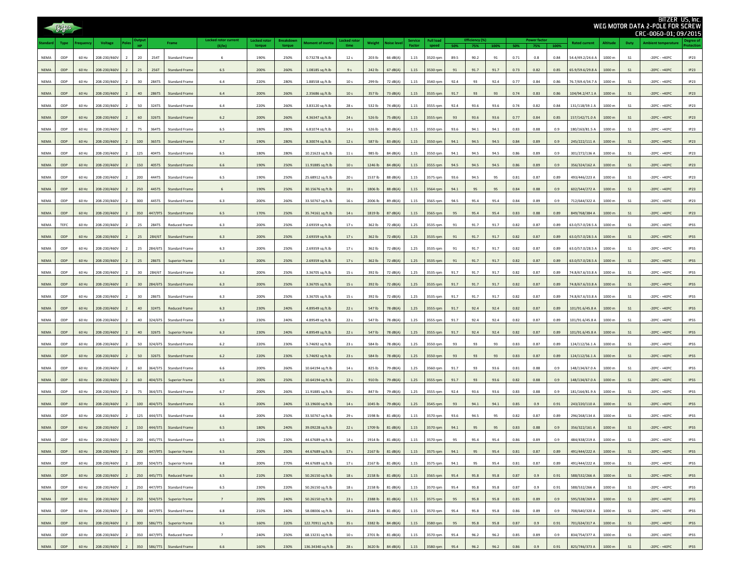# BITZER US, Inc.
## WEG MOTOR DATA 2-POLE FOR SCREW
CRC-0060-01; 09/2015

| Standard | Type | Frequency | Voltage | Poles | Output HP | Frame | | Locked rotor current (Il/In) | Locked rotor torque | Breakdown torque | Moment of inertia | Locked rotor time | Weight | Noise level | Service Factor | Full load speed | Efficiency (%) | | | Power factor | | | Rated current | Altitude | Duty | Ambient temperature | Degree of Protection |
|---|---|---|---|---|---|---|---|---|---|---|---|---|---|---|---|---|---|---|---|---|---|---|---|---|---|---|---|
| | | | | | | | | | | | | | | | | | 50% | 75% | 100% | 50% | 75% | 100% | | | | | |
| NEMA | ODP | 60 Hz | 208-230/460V | 2 | 20 | 254T | Standard Frame | 6 | 190% | 250% | 0.73278 sq.ft.lb | 12 s | 203 lb | 66 dB(A) | 1.15 | 3520 rpm | 89.5 | 90.2 | 91 | 0.71 | 0.8 | 0.84 | 54.4/49.2/24.6 A | 1000 m | S1 | -20ºC - +40ºC | IP23 |
| NEMA | ODP | 60 Hz | 208-230/460V | 2 | 25 | 256T | Standard Frame | 6.5 | 200% | 260% | 1.08185 sq.ft.lb | 9 s | 242 lb | 67 dB(A) | 1.15 | 3530 rpm | 91 | 91.7 | 91.7 | 0.73 | 0.82 | 0.85 | 65.9/59.6/29.8 A | 1000 m | S1 | -20ºC - +40ºC | IP23 |
| NEMA | ODP | 60 Hz | 208-230/460V | 2 | 30 | 284TS | Standard Frame | 6.4 | 220% | 280% | 1.88558 sq.ft.lb | 10 s | 299 lb | 72 dB(A) | 1.15 | 3540 rpm | 92.4 | 93 | 92.4 | 0.77 | 0.84 | 0.86 | 76.7/69.4/34.7 A | 1000 m | S1 | -20ºC - +40ºC | IP23 |
| NEMA | ODP | 60 Hz | 208-230/460V | 2 | 40 | 286TS | Standard Frame | 6.4 | 200% | 260% | 2.35686 sq.ft.lb | 10 s | 357 lb | 73 dB(A) | 1.15 | 3535 rpm | 91.7 | 93 | 93 | 0.74 | 0.83 | 0.86 | 104/94.2/47.1 A | 1000 m | S1 | -20ºC - +40ºC | IP23 |
| NEMA | ODP | 60 Hz | 208-230/460V | 2 | 50 | 324TS | Standard Frame | 6.4 | 220% | 260% | 3.83120 sq.ft.lb | 28 s | 532 lb | 74 dB(A) | 1.15 | 3555 rpm | 92.4 | 93.6 | 93.6 | 0.74 | 0.82 | 0.84 | 131/118/59.1 A | 1000 m | S1 | -20ºC - +40ºC | IP23 |
| NEMA | ODP | 60 Hz | 208-230/460V | 2 | 60 | 326TS | Standard Frame | 6.2 | 200% | 260% | 4.36347 sq.ft.lb | 24 s | 526 lb | 75 dB(A) | 1.15 | 3555 rpm | 93 | 93.6 | 93.6 | 0.77 | 0.84 | 0.85 | 157/142/71.0 A | 1000 m | S1 | -20ºC - +40ºC | IP23 |
| NEMA | ODP | 60 Hz | 208-230/460V | 2 | 75 | 364TS | Standard Frame | 6.5 | 180% | 280% | 6.81074 sq.ft.lb | 14 s | 526 lb | 80 dB(A) | 1.15 | 3550 rpm | 93.6 | 94.1 | 94.1 | 0.83 | 0.88 | 0.9 | 180/163/81.5 A | 1000 m | S1 | -20ºC - +40ºC | IP23 |
| NEMA | ODP | 60 Hz | 208-230/460V | 2 | 100 | 365TS | Standard Frame | 6.7 | 190% | 280% | 8.30074 sq.ft.lb | 12 s | 587 lb | 83 dB(A) | 1.15 | 3550 rpm | 94.1 | 94.5 | 94.5 | 0.84 | 0.89 | 0.9 | 245/222/111 A | 1000 m | S1 | -20ºC - +40ºC | IP23 |
| NEMA | ODP | 60 Hz | 208-230/460V | 2 | 125 | 404TS | Standard Frame | 6.5 | 180% | 280% | 10.21623 sq.ft.lb | 11 s | 985 lb | 84 dB(A) | 1.15 | 3550 rpm | 94.1 | 94.5 | 94.5 | 0.86 | 0.89 | 0.9 | 301/272/136 A | 1000 m | S1 | -20ºC - +40ºC | IP23 |
| NEMA | ODP | 60 Hz | 208-230/460V | 2 | 150 | 405TS | Standard Frame | 6.6 | 190% | 250% | 11.91885 sq.ft.lb | 10 s | 1246 lb | 84 dB(A) | 1.15 | 3555 rpm | 94.5 | 94.5 | 94.5 | 0.86 | 0.89 | 0.9 | 356/324/162 A | 1000 m | S1 | -20ºC - +40ºC | IP23 |
| NEMA | ODP | 60 Hz | 208-230/460V | 2 | 200 | 444TS | Standard Frame | 6.5 | 190% | 250% | 25.68912 sq.ft.lb | 20 s | 1537 lb | 88 dB(A) | 1.15 | 3575 rpm | 93.6 | 94.5 | 95 | 0.81 | 0.87 | 0.89 | 493/446/223 A | 1000 m | S1 | -20ºC - +40ºC | IP23 |
| NEMA | ODP | 60 Hz | 208-230/460V | 2 | 250 | 445TS | Standard Frame | 6 | 190% | 250% | 30.15676 sq.ft.lb | 18 s | 1806 lb | 88 dB(A) | 1.15 | 3564 rpm | 94.1 | 95 | 95 | 0.84 | 0.88 | 0.9 | 602/544/272 A | 1000 m | S1 | -20ºC - +40ºC | IP23 |
| NEMA | ODP | 60 Hz | 208-230/460V | 2 | 300 | 445TS | Standard Frame | 6.3 | 200% | 260% | 33.50767 sq.ft.lb | 16 s | 2006 lb | 89 dB(A) | 1.15 | 3565 rpm | 94.5 | 95.4 | 95.4 | 0.84 | 0.89 | 0.9 | 712/644/322 A | 1000 m | S1 | -20ºC - +40ºC | IP23 |
| NEMA | ODP | 60 Hz | 208-230/460V | 2 | 350 | 447/9TS | Standard Frame | 6.5 | 170% | 250% | 35.74161 sq.ft.lb | 14 s | 1819 lb | 87 dB(A) | 1.15 | 3565 rpm | 95 | 95.4 | 95.4 | 0.83 | 0.88 | 0.89 | 849/768/384 A | 1000 m | S1 | -20ºC - +40ºC | IP23 |
| NEMA | TEFC | 60 Hz | 208-230/460V | 2 | 25 | 284TS | Reduced Frame | 6.3 | 200% | 250% | 2.69359 sq.ft.lb | 17 s | 362 lb | 72 dB(A) | 1.25 | 3535 rpm | 91 | 91.7 | 91.7 | 0.82 | 0.87 | 0.89 | 63.0/57.0/28.5 A | 1000 m | S1 | -20ºC - +40ºC | IP55 |
| NEMA | ODP | 60 Hz | 208-230/460V | 2 | 25 | 284/6T | Standard Frame | 6.3 | 200% | 250% | 2.69359 sq.ft.lb | 17 s | 362 lb | 72 dB(A) | 1.25 | 3535 rpm | 91 | 91.7 | 91.7 | 0.82 | 0.87 | 0.89 | 63.0/57.0/28.5 A | 1000 m | S1 | -20ºC - +40ºC | IP55 |
| NEMA | ODP | 60 Hz | 208-230/460V | 2 | 25 | 284/6TS | Standard Frame | 6.3 | 200% | 250% | 2.69359 sq.ft.lb | 17 s | 362 lb | 72 dB(A) | 1.25 | 3535 rpm | 91 | 91.7 | 91.7 | 0.82 | 0.87 | 0.89 | 63.0/57.0/28.5 A | 1000 m | S1 | -20ºC - +40ºC | IP55 |
| NEMA | ODP | 60 Hz | 208-230/460V | 2 | 25 | 286TS | Superior Frame | 6.3 | 200% | 250% | 2.69359 sq.ft.lb | 17 s | 362 lb | 72 dB(A) | 1.25 | 3535 rpm | 91 | 91.7 | 91.7 | 0.82 | 0.87 | 0.89 | 63.0/57.0/28.5 A | 1000 m | S1 | -20ºC - +40ºC | IP55 |
| NEMA | ODP | 60 Hz | 208-230/460V | 2 | 30 | 284/6T | Standard Frame | 6.3 | 200% | 250% | 3.36705 sq.ft.lb | 15 s | 392 lb | 72 dB(A) | 1.25 | 3535 rpm | 91.7 | 91.7 | 91.7 | 0.82 | 0.87 | 0.89 | 74.8/67.6/33.8 A | 1000 m | S1 | -20ºC - +40ºC | IP55 |
| NEMA | ODP | 60 Hz | 208-230/460V | 2 | 30 | 284/6TS | Standard Frame | 6.3 | 200% | 250% | 3.36705 sq.ft.lb | 15 s | 392 lb | 72 dB(A) | 1.25 | 3535 rpm | 91.7 | 91.7 | 91.7 | 0.82 | 0.87 | 0.89 | 74.8/67.6/33.8 A | 1000 m | S1 | -20ºC - +40ºC | IP55 |
| NEMA | ODP | 60 Hz | 208-230/460V | 2 | 30 | 286TS | Standard Frame | 6.3 | 200% | 250% | 3.36705 sq.ft.lb | 15 s | 392 lb | 72 dB(A) | 1.25 | 3535 rpm | 91.7 | 91.7 | 91.7 | 0.82 | 0.87 | 0.89 | 74.8/67.6/33.8 A | 1000 m | S1 | -20ºC - +40ºC | IP55 |
| NEMA | ODP | 60 Hz | 208-230/460V | 2 | 40 | 324TS | Reduced Frame | 6.3 | 230% | 240% | 4.89549 sq.ft.lb | 22 s | 547 lb | 78 dB(A) | 1.25 | 3555 rpm | 91.7 | 92.4 | 92.4 | 0.82 | 0.87 | 0.89 | 101/91.6/45.8 A | 1000 m | S1 | -20ºC - +40ºC | IP55 |
| NEMA | ODP | 60 Hz | 208-230/460V | 2 | 40 | 324/6TS | Standard Frame | 6.3 | 230% | 240% | 4.89549 sq.ft.lb | 22 s | 547 lb | 78 dB(A) | 1.25 | 3555 rpm | 91.7 | 92.4 | 92.4 | 0.82 | 0.87 | 0.89 | 101/91.6/45.8 A | 1000 m | S1 | -20ºC - +40ºC | IP55 |
| NEMA | ODP | 60 Hz | 208-230/460V | 2 | 40 | 326TS | Superior Frame | 6.3 | 230% | 240% | 4.89549 sq.ft.lb | 22 s | 547 lb | 78 dB(A) | 1.25 | 3555 rpm | 91.7 | 92.4 | 92.4 | 0.82 | 0.87 | 0.89 | 101/91.6/45.8 A | 1000 m | S1 | -20ºC - +40ºC | IP55 |
| NEMA | ODP | 60 Hz | 208-230/460V | 2 | 50 | 324/6TS | Standard Frame | 6.2 | 220% | 230% | 5.74692 sq.ft.lb | 23 s | 584 lb | 78 dB(A) | 1.25 | 3550 rpm | 93 | 93 | 93 | 0.83 | 0.87 | 0.89 | 124/112/56.1 A | 1000 m | S1 | -20ºC - +40ºC | IP55 |
| NEMA | ODP | 60 Hz | 208-230/460V | 2 | 50 | 326TS | Standard Frame | 6.2 | 220% | 230% | 5.74692 sq.ft.lb | 23 s | 584 lb | 78 dB(A) | 1.25 | 3550 rpm | 93 | 93 | 93 | 0.83 | 0.87 | 0.89 | 124/112/56.1 A | 1000 m | S1 | -20ºC - +40ºC | IP55 |
| NEMA | ODP | 60 Hz | 208-230/460V | 2 | 60 | 364/5TS | Standard Frame | 6.6 | 200% | 260% | 10.64194 sq.ft.lb | 14 s | 825 lb | 79 dB(A) | 1.25 | 3560 rpm | 91.7 | 93 | 93.6 | 0.81 | 0.88 | 0.9 | 148/134/67.0 A | 1000 m | S1 | -20ºC - +40ºC | IP55 |
| NEMA | ODP | 60 Hz | 208-230/460V | 2 | 60 | 404/5TS | Superior Frame | 6.5 | 200% | 250% | 10.64194 sq.ft.lb | 22 s | 910 lb | 79 dB(A) | 1.25 | 3555 rpm | 91.7 | 93 | 93.6 | 0.82 | 0.88 | 0.9 | 148/134/67.0 A | 1000 m | S1 | -20ºC - +40ºC | IP55 |
| NEMA | ODP | 60 Hz | 208-230/460V | 2 | 75 | 364/5TS | Standard Frame | 6.7 | 200% | 260% | 11.91885 sq.ft.lb | 10 s | 847 lb | 79 dB(A) | 1.25 | 3555 rpm | 92.4 | 93.6 | 93.6 | 0.83 | 0.88 | 0.9 | 181/164/81.9 A | 1000 m | S1 | -20ºC - +40ºC | IP55 |
| NEMA | ODP | 60 Hz | 208-230/460V | 2 | 100 | 404/5TS | Standard Frame | 6.5 | 200% | 240% | 13.19600 sq.ft.lb | 14 s | 1045 lb | 79 dB(A) | 1.25 | 3545 rpm | 93 | 94.1 | 94.1 | 0.85 | 0.9 | 0.91 | 243/220/110 A | 1000 m | S1 | -20ºC - +40ºC | IP55 |
| NEMA | ODP | 60 Hz | 208-230/460V | 2 | 125 | 444/5TS | Standard Frame | 6.6 | 200% | 250% | 33.50767 sq.ft.lb | 29 s | 1598 lb | 81 dB(A) | 1.15 | 3570 rpm | 93.6 | 94.5 | 95 | 0.82 | 0.87 | 0.89 | 296/268/134 A | 1000 m | S1 | -20ºC - +40ºC | IP55 |
| NEMA | ODP | 60 Hz | 208-230/460V | 2 | 150 | 444/5TS | Standard Frame | 6.5 | 180% | 240% | 39.09228 sq.ft.lb | 22 s | 1709 lb | 81 dB(A) | 1.15 | 3570 rpm | 94.1 | 95 | 95 | 0.83 | 0.88 | 0.9 | 356/322/161 A | 1000 m | S1 | -20ºC - +40ºC | IP55 |
| NEMA | ODP | 60 Hz | 208-230/460V | 2 | 200 | 445/7TS | Standard Frame | 6.5 | 210% | 230% | 44.67689 sq.ft.lb | 14 s | 1914 lb | 81 dB(A) | 1.15 | 3570 rpm | 95 | 95.4 | 95.4 | 0.86 | 0.89 | 0.9 | 484/438/219 A | 1000 m | S1 | -20ºC - +40ºC | IP55 |
| NEMA | ODP | 60 Hz | 208-230/460V | 2 | 200 | 447/9TS | Superior Frame | 6.5 | 200% | 250% | 44.67689 sq.ft.lb | 17 s | 2167 lb | 81 dB(A) | 1.15 | 3575 rpm | 94.1 | 95 | 95.4 | 0.81 | 0.87 | 0.89 | 491/444/222 A | 1000 m | S1 | -20ºC - +40ºC | IP55 |
| NEMA | ODP | 60 Hz | 208-230/460V | 2 | 200 | 504/5TS | Superior Frame | 6.8 | 200% | 270% | 44.67689 sq.ft.lb | 17 s | 2167 lb | 81 dB(A) | 1.15 | 3575 rpm | 94.1 | 95 | 95.4 | 0.81 | 0.87 | 0.89 | 491/444/222 A | 1000 m | S1 | -20ºC - +40ºC | IP55 |
| NEMA | ODP | 60 Hz | 208-230/460V | 2 | 250 | 445/7TS | Reduced Frame | 6.5 | 210% | 230% | 50.26150 sq.ft.lb | 18 s | 2158 lb | 81 dB(A) | 1.15 | 3565 rpm | 95.4 | 95.8 | 95.8 | 0.87 | 0.9 | 0.91 | 588/532/266 A | 1000 m | S1 | -20ºC - +40ºC | IP55 |
| NEMA | ODP | 60 Hz | 208-230/460V | 2 | 250 | 447/9TS | Standard Frame | 6.5 | 230% | 220% | 50.26150 sq.ft.lb | 18 s | 2158 lb | 81 dB(A) | 1.15 | 3570 rpm | 95.4 | 95.8 | 95.8 | 0.87 | 0.9 | 0.91 | 588/532/266 A | 1000 m | S1 | -20ºC - +40ºC | IP55 |
| NEMA | ODP | 60 Hz | 208-230/460V | 2 | 250 | 504/5TS | Superior Frame | 7 | 200% | 240% | 50.26150 sq.ft.lb | 23 s | 2388 lb | 81 dB(A) | 1.15 | 3575 rpm | 95 | 95.8 | 95.8 | 0.85 | 0.89 | 0.9 | 595/538/269 A | 1000 m | S1 | -20ºC - +40ºC | IP55 |
| NEMA | ODP | 60 Hz | 208-230/460V | 2 | 300 | 447/9TS | Standard Frame | 6.8 | 210% | 240% | 58.08006 sq.ft.lb | 14 s | 2544 lb | 81 dB(A) | 1.15 | 3570 rpm | 95.4 | 95.8 | 95.8 | 0.86 | 0.89 | 0.9 | 708/640/320 A | 1000 m | S1 | -20ºC - +40ºC | IP55 |
| NEMA | ODP | 60 Hz | 208-230/460V | 2 | 300 | 586/7TS | Superior Frame | 6.5 | 160% | 220% | 122.70911 sq.ft.lb | 35 s | 3382 lb | 84 dB(A) | 1.15 | 3580 rpm | 95 | 95.8 | 95.8 | 0.87 | 0.9 | 0.91 | 701/634/317 A | 1000 m | S1 | -20ºC - +40ºC | IP55 |
| NEMA | ODP | 60 Hz | 208-230/460V | 2 | 350 | 447/9TS | Reduced Frame | 7 | 240% | 250% | 68.13231 sq.ft.lb | 10 s | 2701 lb | 81 dB(A) | 1.15 | 3570 rpm | 95.4 | 96.2 | 96.2 | 0.85 | 0.89 | 0.9 | 834/754/377 A | 1000 m | S1 | -20ºC - +40ºC | IP55 |
| NEMA | ODP | 60 Hz | 208-230/460V | 2 | 350 | 586/7TS | Standard Frame | 6.6 | 160% | 230% | 136.34340 sq.ft.lb | 28 s | 3620 lb | 84 dB(A) | 1.15 | 3580 rpm | 95.4 | 96.2 | 96.2 | 0.86 | 0.9 | 0.91 | 825/746/373 A | 1000 m | S1 | -20ºC - +40ºC | IP55 |